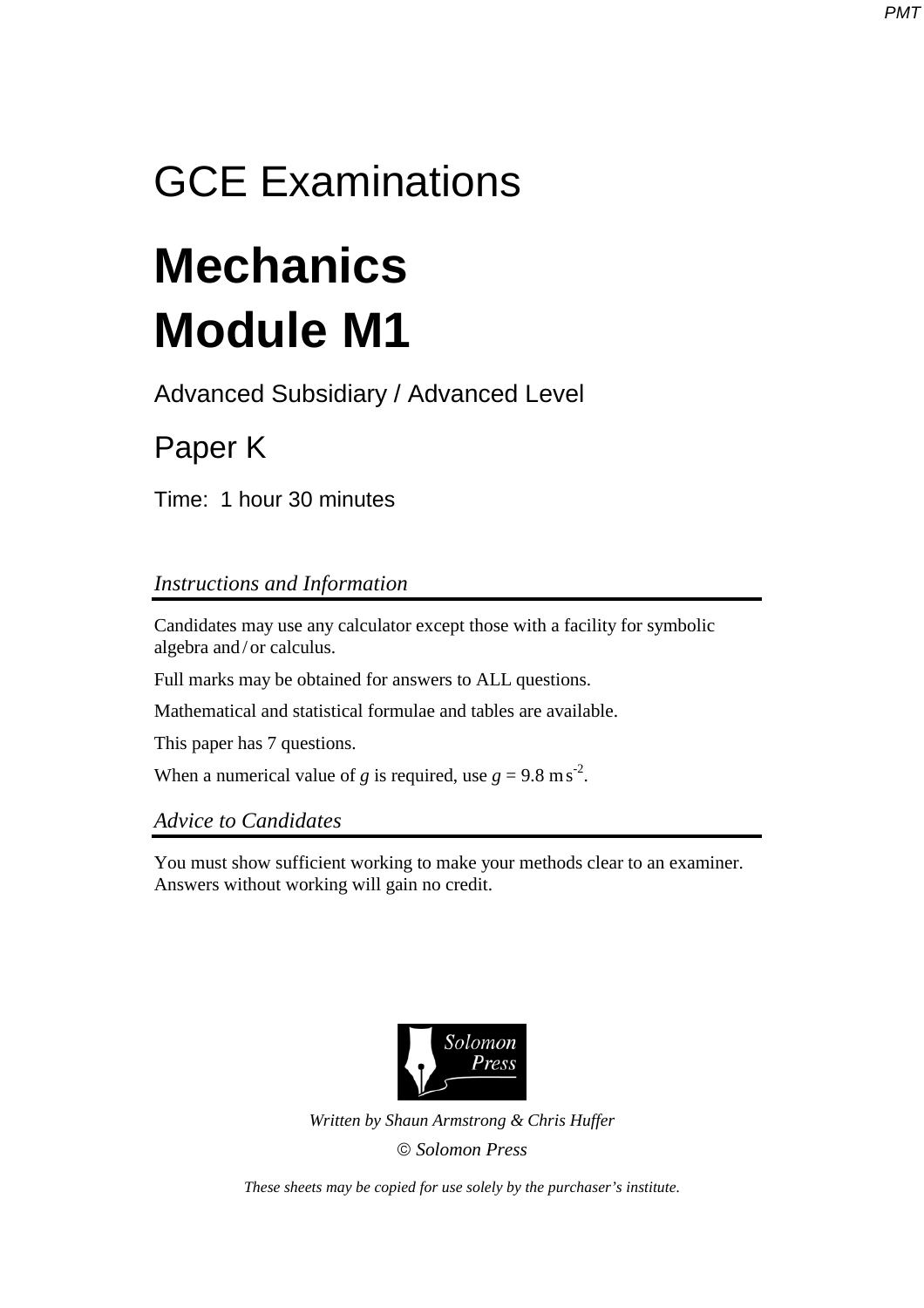# GCE Examinations

# Mechanics
# Module M1

Advanced Subsidiary / Advanced Level

## Paper K

Time: 1 hour 30 minutes

### *Instructions and Information*

Candidates may use any calculator except those with a facility for symbolic algebra and / or calculus.

Full marks may be obtained for answers to ALL questions.

Mathematical and statistical formulae and tables are available.

This paper has 7 questions.

When a numerical value of $g$ is required, use $g = 9.8\ \text{m s}^{-2}$.

### *Advice to Candidates*

You must show sufficient working to make your methods clear to an examiner. Answers without working will gain no credit.

Solomon Press

*Written by Shaun Armstrong & Chris Huffer*

*© Solomon Press*

*These sheets may be copied for use solely by the purchaser's institute.*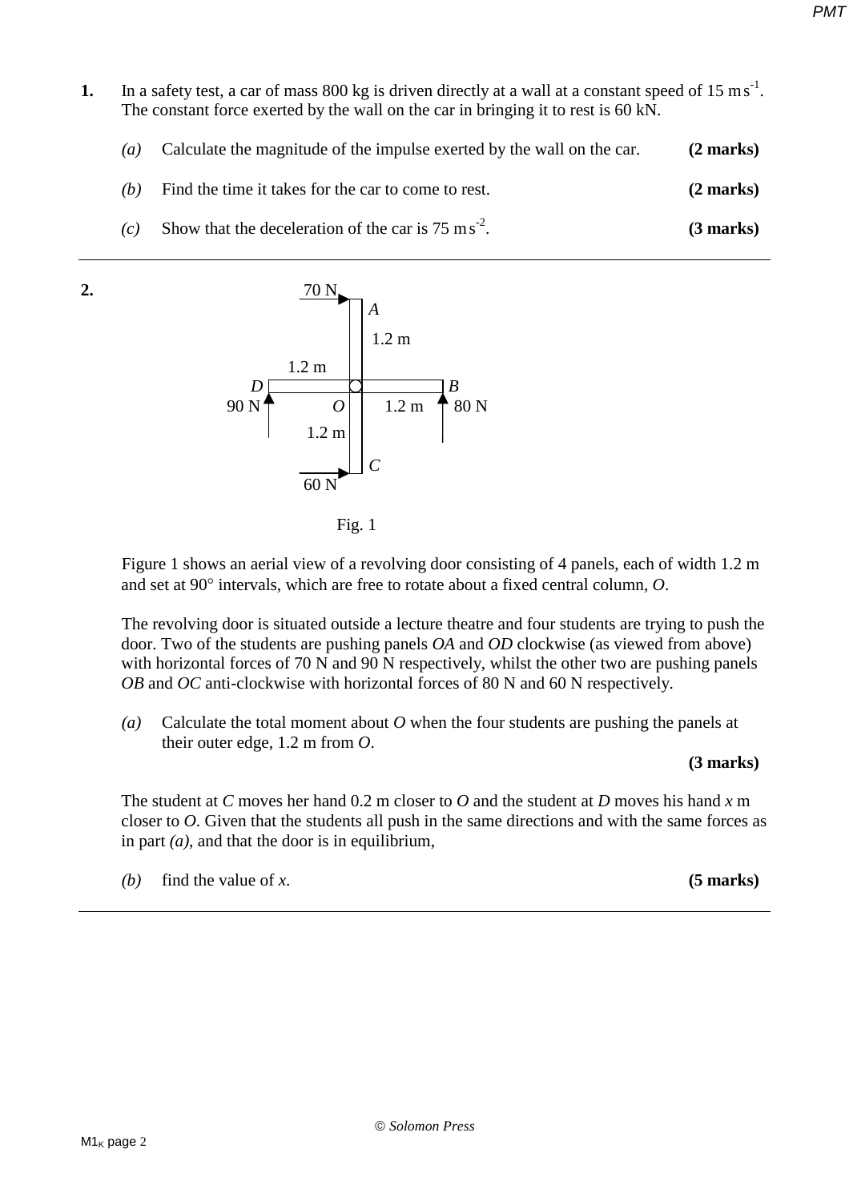**1.** In a safety test, a car of mass 800 kg is driven directly at a wall at a constant speed of 15 m s$^{-1}$. The constant force exerted by the wall on the car in bringing it to rest is 60 kN.

*(a)* Calculate the magnitude of the impulse exerted by the wall on the car. **(2 marks)**

*(b)* Find the time it takes for the car to come to rest. **(2 marks)**

*(c)* Show that the deceleration of the car is 75 m s$^{-2}$. **(3 marks)**

---

**2.**

70 N, *A*, 1.2 m, 1.2 m, *D*, *B*, 90 N, *O*, 1.2 m, 80 N, 1.2 m, *C*, 60 N

Fig. 1

Figure 1 shows an aerial view of a revolving door consisting of 4 panels, each of width 1.2 m and set at 90° intervals, which are free to rotate about a fixed central column, *O*.

The revolving door is situated outside a lecture theatre and four students are trying to push the door. Two of the students are pushing panels *OA* and *OD* clockwise (as viewed from above) with horizontal forces of 70 N and 90 N respectively, whilst the other two are pushing panels *OB* and *OC* anti-clockwise with horizontal forces of 80 N and 60 N respectively.

*(a)* Calculate the total moment about *O* when the four students are pushing the panels at their outer edge, 1.2 m from *O*. **(3 marks)**

The student at *C* moves her hand 0.2 m closer to *O* and the student at *D* moves his hand *x* m closer to *O*. Given that the students all push in the same directions and with the same forces as in part *(a)*, and that the door is in equilibrium,

*(b)* find the value of *x*. **(5 marks)**

---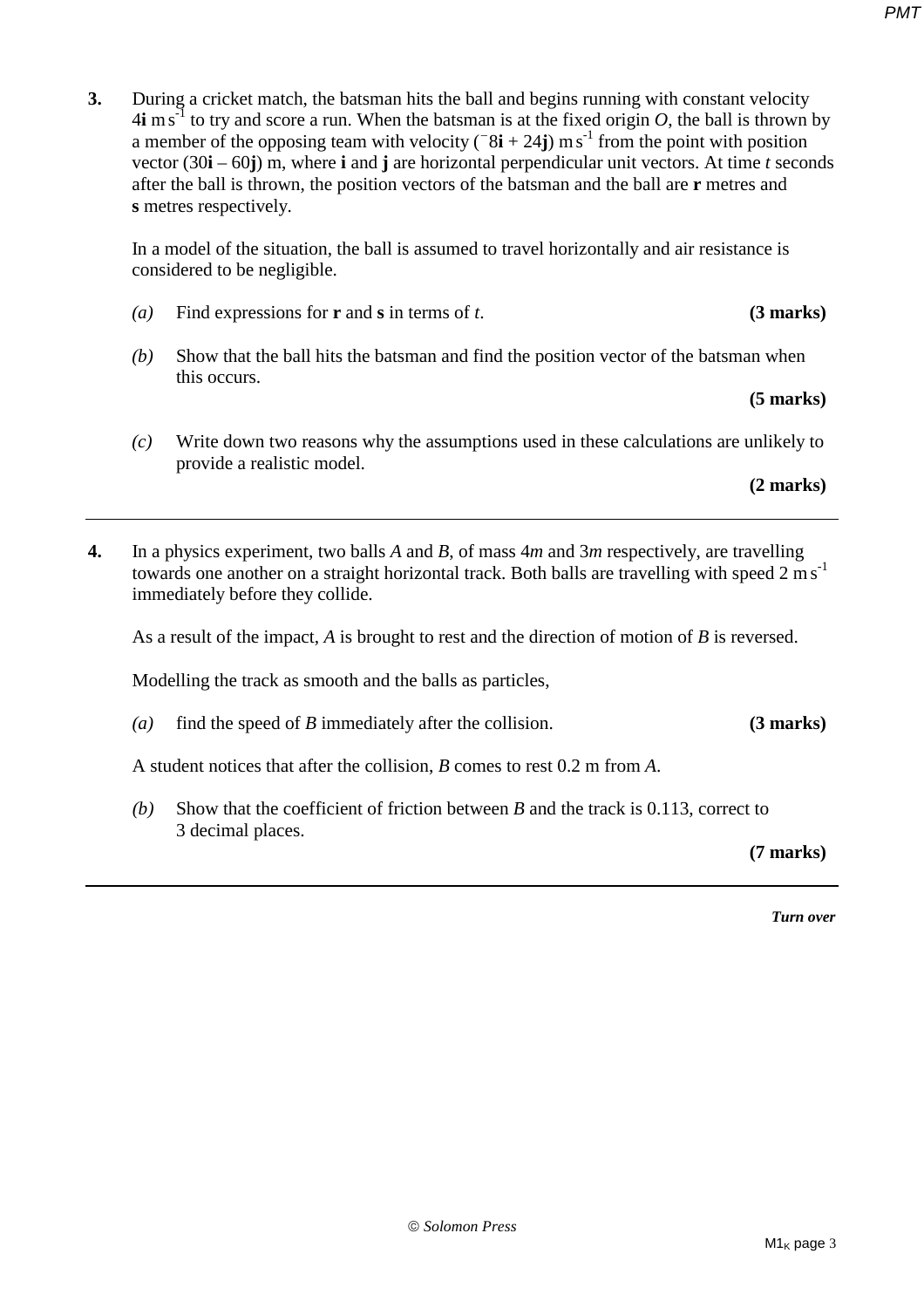**3.** During a cricket match, the batsman hits the ball and begins running with constant velocity $4\mathbf{i}$ m s$^{-1}$ to try and score a run. When the batsman is at the fixed origin $O$, the ball is thrown by a member of the opposing team with velocity $(^{-}8\mathbf{i} + 24\mathbf{j})$ m s$^{-1}$ from the point with position vector $(30\mathbf{i} - 60\mathbf{j})$ m, where $\mathbf{i}$ and $\mathbf{j}$ are horizontal perpendicular unit vectors. At time $t$ seconds after the ball is thrown, the position vectors of the batsman and the ball are $\mathbf{r}$ metres and $\mathbf{s}$ metres respectively.

In a model of the situation, the ball is assumed to travel horizontally and air resistance is considered to be negligible.

*(a)* Find expressions for $\mathbf{r}$ and $\mathbf{s}$ in terms of $t$. **(3 marks)**

*(b)* Show that the ball hits the batsman and find the position vector of the batsman when this occurs. **(5 marks)**

*(c)* Write down two reasons why the assumptions used in these calculations are unlikely to provide a realistic model. **(2 marks)**

---

**4.** In a physics experiment, two balls $A$ and $B$, of mass $4m$ and $3m$ respectively, are travelling towards one another on a straight horizontal track. Both balls are travelling with speed 2 m s$^{-1}$ immediately before they collide.

As a result of the impact, $A$ is brought to rest and the direction of motion of $B$ is reversed.

Modelling the track as smooth and the balls as particles,

*(a)* find the speed of $B$ immediately after the collision. **(3 marks)**

A student notices that after the collision, $B$ comes to rest 0.2 m from $A$.

*(b)* Show that the coefficient of friction between $B$ and the track is 0.113, correct to 3 decimal places. **(7 marks)**

---

***Turn over***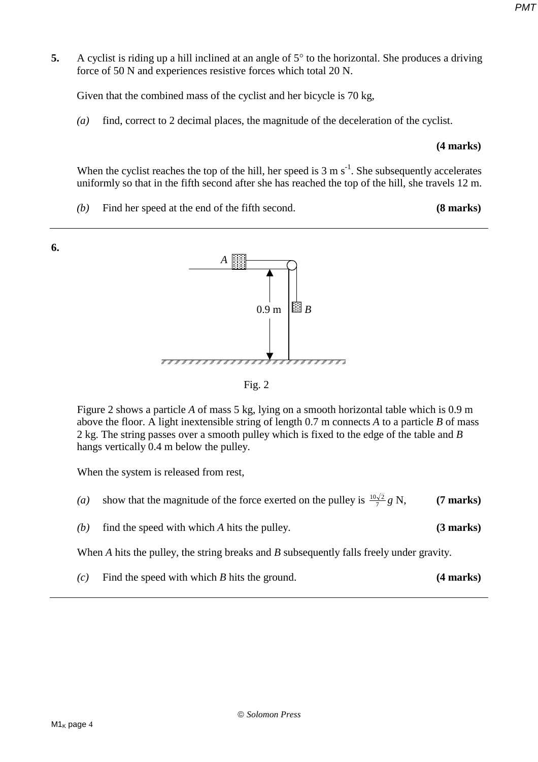**5.** A cyclist is riding up a hill inclined at an angle of 5° to the horizontal. She produces a driving force of 50 N and experiences resistive forces which total 20 N.

Given that the combined mass of the cyclist and her bicycle is 70 kg,

*(a)* find, correct to 2 decimal places, the magnitude of the deceleration of the cyclist.

**(4 marks)**

When the cyclist reaches the top of the hill, her speed is 3 m s$^{-1}$. She subsequently accelerates uniformly so that in the fifth second after she has reached the top of the hill, she travels 12 m.

*(b)* Find her speed at the end of the fifth second. **(8 marks)**

---

**6.**

Fig. 2

Figure 2 shows a particle *A* of mass 5 kg, lying on a smooth horizontal table which is 0.9 m above the floor. A light inextensible string of length 0.7 m connects *A* to a particle *B* of mass 2 kg. The string passes over a smooth pulley which is fixed to the edge of the table and *B* hangs vertically 0.4 m below the pulley.

When the system is released from rest,

*(a)* show that the magnitude of the force exerted on the pulley is $\frac{10\sqrt{2}}{7}g$ N, **(7 marks)**

*(b)* find the speed with which *A* hits the pulley. **(3 marks)**

When *A* hits the pulley, the string breaks and *B* subsequently falls freely under gravity.

*(c)* Find the speed with which *B* hits the ground. **(4 marks)**

---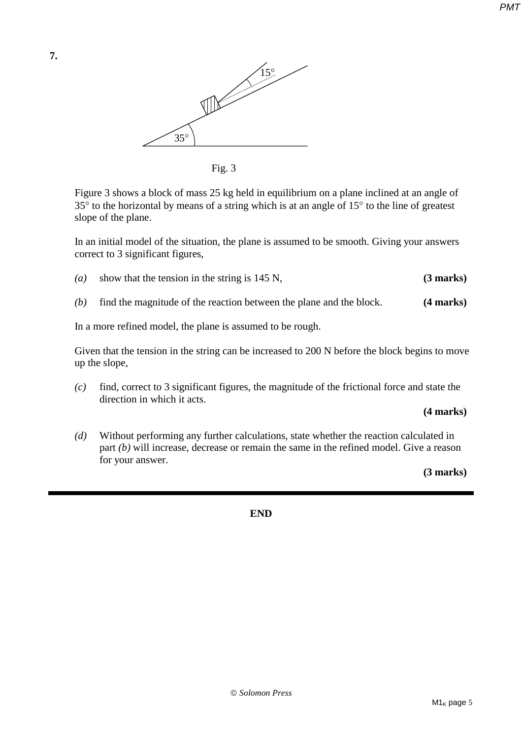**7.**

15°

35°

Fig. 3

Figure 3 shows a block of mass 25 kg held in equilibrium on a plane inclined at an angle of 35° to the horizontal by means of a string which is at an angle of 15° to the line of greatest slope of the plane.

In an initial model of the situation, the plane is assumed to be smooth. Giving your answers correct to 3 significant figures,

*(a)* show that the tension in the string is 145 N, **(3 marks)**

*(b)* find the magnitude of the reaction between the plane and the block. **(4 marks)**

In a more refined model, the plane is assumed to be rough.

Given that the tension in the string can be increased to 200 N before the block begins to move up the slope,

*(c)* find, correct to 3 significant figures, the magnitude of the frictional force and state the direction in which it acts.
**(4 marks)**

*(d)* Without performing any further calculations, state whether the reaction calculated in part *(b)* will increase, decrease or remain the same in the refined model. Give a reason for your answer.
**(3 marks)**

---

**END**

© *Solomon Press*